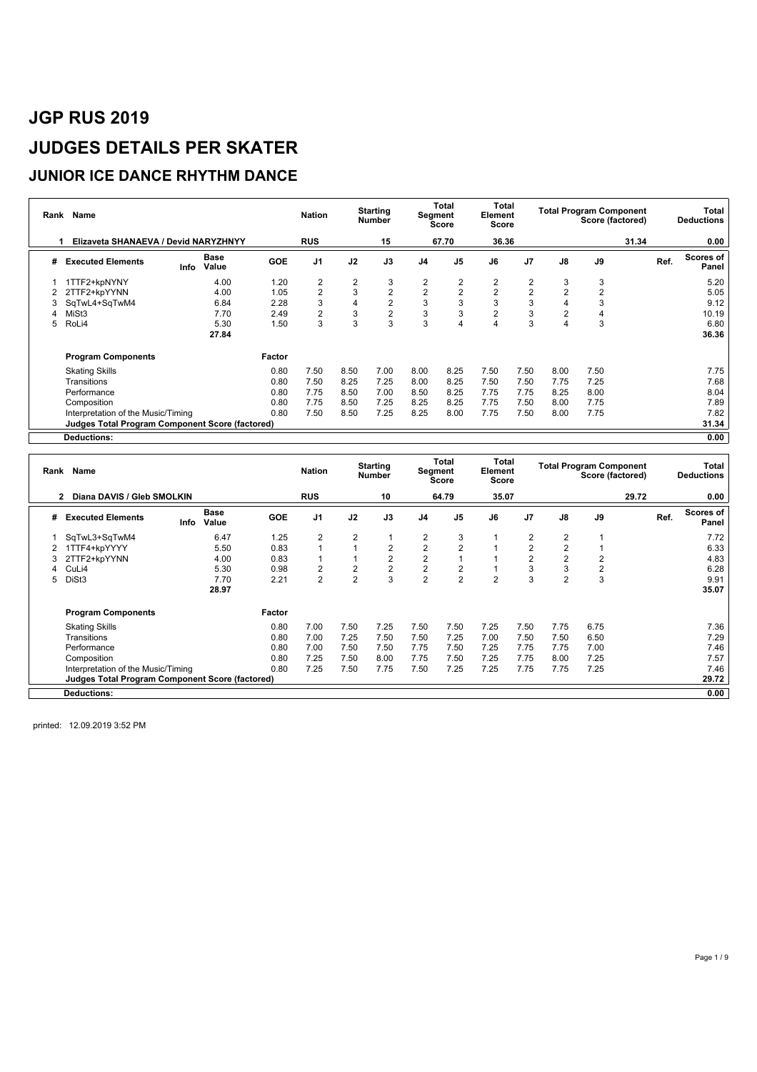# JGP RUS 2019

# JUDGES DETAILS PER SKATER

## JUNIOR ICE DANCE RHYTHM DANCE

| Rank | Name | Nation | Starting Number | Total Segment Score | Total Element Score | Total Program Component Score (factored) | Total Deductions |
|---|---|---|---|---|---|---|---|
| 1 | Elizaveta SHANAEVA / Devid NARYZHNYY | RUS | 15 | 67.70 | 36.36 | 31.34 | 0.00 |

| # | Executed Elements | Info | Base Value | GOE | J1 | J2 | J3 | J4 | J5 | J6 | J7 | J8 | J9 | Ref. | Scores of Panel |
|---|---|---|---|---|---|---|---|---|---|---|---|---|---|---|---|
| 1 | 1TTF2+kpNYNY | | 4.00 | 1.20 | 2 | 2 | 3 | 2 | 2 | 2 | 2 | 3 | 3 | | 5.20 |
| 2 | 2TTF2+kpYYNN | | 4.00 | 1.05 | 2 | 3 | 2 | 2 | 2 | 2 | 2 | 2 | 2 | | 5.05 |
| 3 | SqTwL4+SqTwM4 | | 6.84 | 2.28 | 3 | 4 | 2 | 3 | 3 | 3 | 3 | 4 | 3 | | 9.12 |
| 4 | MiSt3 | | 7.70 | 2.49 | 2 | 3 | 2 | 3 | 3 | 2 | 3 | 2 | 4 | | 10.19 |
| 5 | RoLi4 | | 5.30 | 1.50 | 3 | 3 | 3 | 3 | 4 | 4 | 3 | 4 | 3 | | 6.80 |
| | | | 27.84 | | | | | | | | | | | | 36.36 |

| Program Components | Factor | J1 | J2 | J3 | J4 | J5 | J6 | J7 | J8 | J9 | Scores of Panel |
|---|---|---|---|---|---|---|---|---|---|---|---|
| Skating Skills | 0.80 | 7.50 | 8.50 | 7.00 | 8.00 | 8.25 | 7.50 | 7.50 | 8.00 | 7.50 | 7.75 |
| Transitions | 0.80 | 7.50 | 8.25 | 7.25 | 8.00 | 8.25 | 7.50 | 7.50 | 7.75 | 7.25 | 7.68 |
| Performance | 0.80 | 7.75 | 8.50 | 7.00 | 8.50 | 8.25 | 7.75 | 7.75 | 8.25 | 8.00 | 8.04 |
| Composition | 0.80 | 7.75 | 8.50 | 7.25 | 8.25 | 8.25 | 7.75 | 7.50 | 8.00 | 7.75 | 7.89 |
| Interpretation of the Music/Timing | 0.80 | 7.50 | 8.50 | 7.25 | 8.25 | 8.00 | 7.75 | 7.50 | 8.00 | 7.75 | 7.82 |
| **Judges Total Program Component Score (factored)** | | | | | | | | | | | 31.34 |
| **Deductions:** | | | | | | | | | | | 0.00 |

| Rank | Name | Nation | Starting Number | Total Segment Score | Total Element Score | Total Program Component Score (factored) | Total Deductions |
|---|---|---|---|---|---|---|---|
| 2 | Diana DAVIS / Gleb SMOLKIN | RUS | 10 | 64.79 | 35.07 | 29.72 | 0.00 |

| # | Executed Elements | Info | Base Value | GOE | J1 | J2 | J3 | J4 | J5 | J6 | J7 | J8 | J9 | Ref. | Scores of Panel |
|---|---|---|---|---|---|---|---|---|---|---|---|---|---|---|---|
| 1 | SqTwL3+SqTwM4 | | 6.47 | 1.25 | 2 | 2 | 1 | 2 | 3 | 1 | 2 | 2 | 1 | | 7.72 |
| 2 | 1TTF4+kpYYYY | | 5.50 | 0.83 | 1 | 1 | 2 | 2 | 2 | 1 | 2 | 2 | 1 | | 6.33 |
| 3 | 2TTF2+kpYYNN | | 4.00 | 0.83 | 1 | 1 | 2 | 2 | 1 | 1 | 2 | 2 | 2 | | 4.83 |
| 4 | CuLi4 | | 5.30 | 0.98 | 2 | 2 | 2 | 2 | 2 | 1 | 3 | 3 | 2 | | 6.28 |
| 5 | DiSt3 | | 7.70 | 2.21 | 2 | 2 | 3 | 2 | 2 | 2 | 3 | 2 | 3 | | 9.91 |
| | | | 28.97 | | | | | | | | | | | | 35.07 |

| Program Components | Factor | J1 | J2 | J3 | J4 | J5 | J6 | J7 | J8 | J9 | Scores of Panel |
|---|---|---|---|---|---|---|---|---|---|---|---|
| Skating Skills | 0.80 | 7.00 | 7.50 | 7.25 | 7.50 | 7.50 | 7.25 | 7.50 | 7.75 | 6.75 | 7.36 |
| Transitions | 0.80 | 7.00 | 7.25 | 7.50 | 7.50 | 7.25 | 7.00 | 7.50 | 7.50 | 6.50 | 7.29 |
| Performance | 0.80 | 7.00 | 7.50 | 7.50 | 7.75 | 7.50 | 7.25 | 7.75 | 7.75 | 7.00 | 7.46 |
| Composition | 0.80 | 7.25 | 7.50 | 8.00 | 7.75 | 7.50 | 7.25 | 7.75 | 8.00 | 7.25 | 7.57 |
| Interpretation of the Music/Timing | 0.80 | 7.25 | 7.50 | 7.75 | 7.50 | 7.25 | 7.25 | 7.75 | 7.75 | 7.25 | 7.46 |
| **Judges Total Program Component Score (factored)** | | | | | | | | | | | 29.72 |
| **Deductions:** | | | | | | | | | | | 0.00 |

printed: 12.09.2019 3:52 PM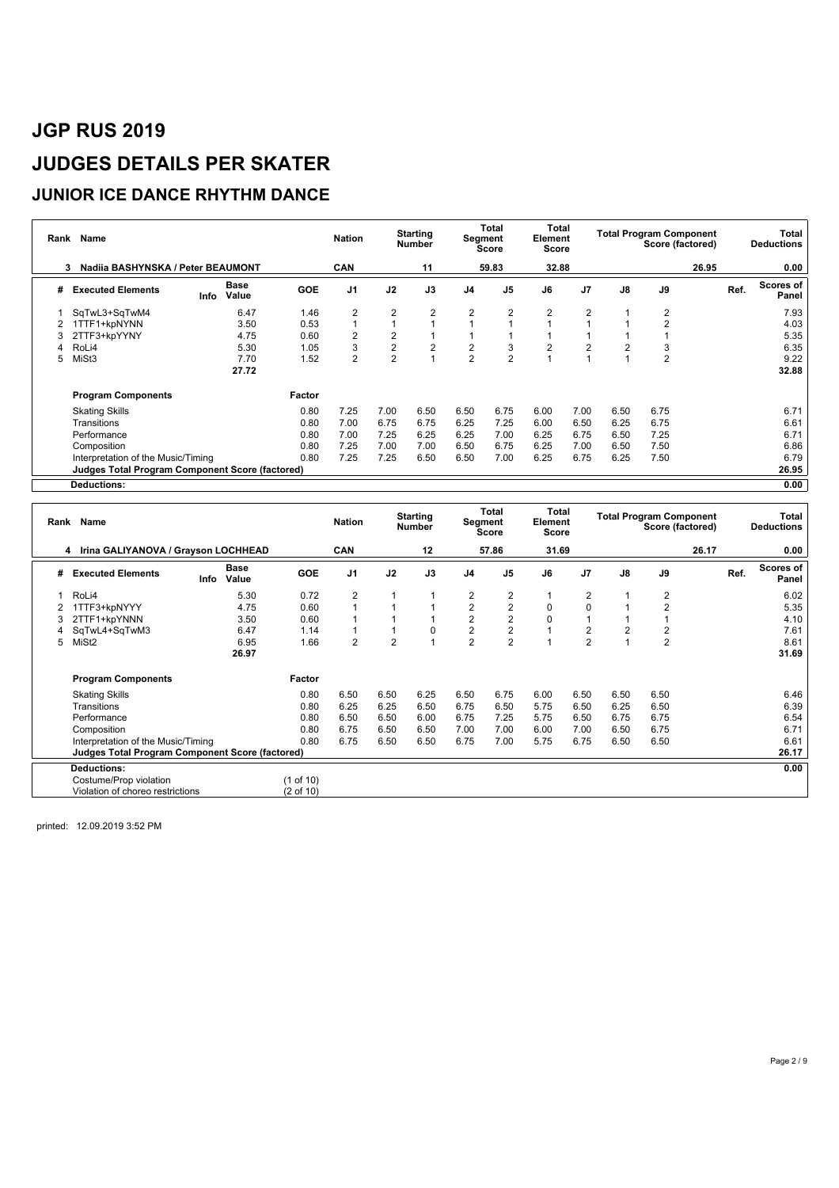# JGP RUS 2019

# JUDGES DETAILS PER SKATER

## JUNIOR ICE DANCE RHYTHM DANCE

| Rank | Name | Nation | Starting Number | Total Segment Score | Total Element Score | Total Program Component Score (factored) | Total Deductions |
|---|---|---|---|---|---|---|---|
| 3 | Nadiia BASHYNSKA / Peter BEAUMONT | CAN | 11 | 59.83 | 32.88 | 26.95 | 0.00 |

| # | Executed Elements | Info | Base Value | GOE | J1 | J2 | J3 | J4 | J5 | J6 | J7 | J8 | J9 | Ref. | Scores of Panel |
|---|---|---|---|---|---|---|---|---|---|---|---|---|---|---|---|
| 1 | SqTwL3+SqTwM4 | | 6.47 | 1.46 | 2 | 2 | 2 | 2 | 2 | 2 | 2 | 1 | 2 | | 7.93 |
| 2 | 1TTF1+kpNYNN | | 3.50 | 0.53 | 1 | 1 | 1 | 1 | 1 | 1 | 1 | 1 | 2 | | 4.03 |
| 3 | 2TTF3+kpYYNY | | 4.75 | 0.60 | 2 | 2 | 1 | 1 | 1 | 1 | 1 | 1 | 1 | | 5.35 |
| 4 | RoLi4 | | 5.30 | 1.05 | 3 | 2 | 2 | 2 | 3 | 2 | 2 | 2 | 3 | | 6.35 |
| 5 | MiSt3 | | 7.70 | 1.52 | 2 | 2 | 1 | 2 | 2 | 1 | 1 | 1 | 2 | | 9.22 |
| | | | 27.72 | | | | | | | | | | | | 32.88 |

| Program Components | Factor | J1 | J2 | J3 | J4 | J5 | J6 | J7 | J8 | J9 | Scores of Panel |
|---|---|---|---|---|---|---|---|---|---|---|---|
| Skating Skills | 0.80 | 7.25 | 7.00 | 6.50 | 6.50 | 6.75 | 6.00 | 7.00 | 6.50 | 6.75 | 6.71 |
| Transitions | 0.80 | 7.00 | 6.75 | 6.75 | 6.25 | 7.25 | 6.00 | 6.50 | 6.25 | 6.75 | 6.61 |
| Performance | 0.80 | 7.00 | 7.25 | 6.25 | 6.25 | 7.00 | 6.25 | 6.75 | 6.50 | 7.25 | 6.71 |
| Composition | 0.80 | 7.25 | 7.00 | 7.00 | 6.50 | 6.75 | 6.25 | 7.00 | 6.50 | 7.50 | 6.86 |
| Interpretation of the Music/Timing | 0.80 | 7.25 | 7.25 | 6.50 | 6.50 | 7.00 | 6.25 | 6.75 | 6.25 | 7.50 | 6.79 |
| Judges Total Program Component Score (factored) | | | | | | | | | | | 26.95 |

**Deductions:** 0.00

| Rank | Name | Nation | Starting Number | Total Segment Score | Total Element Score | Total Program Component Score (factored) | Total Deductions |
|---|---|---|---|---|---|---|---|
| 4 | Irina GALIYANOVA / Grayson LOCHHEAD | CAN | 12 | 57.86 | 31.69 | 26.17 | 0.00 |

| # | Executed Elements | Info | Base Value | GOE | J1 | J2 | J3 | J4 | J5 | J6 | J7 | J8 | J9 | Ref. | Scores of Panel |
|---|---|---|---|---|---|---|---|---|---|---|---|---|---|---|---|
| 1 | RoLi4 | | 5.30 | 0.72 | 2 | 1 | 1 | 2 | 2 | 1 | 2 | 1 | 2 | | 6.02 |
| 2 | 1TTF3+kpNYYY | | 4.75 | 0.60 | 1 | 1 | 1 | 2 | 2 | 0 | 0 | 1 | 2 | | 5.35 |
| 3 | 2TTF1+kpYNNN | | 3.50 | 0.60 | 1 | 1 | 1 | 2 | 2 | 0 | 1 | 1 | 1 | | 4.10 |
| 4 | SqTwL4+SqTwM3 | | 6.47 | 1.14 | 1 | 1 | 0 | 2 | 2 | 1 | 2 | 2 | 2 | | 7.61 |
| 5 | MiSt2 | | 6.95 | 1.66 | 2 | 2 | 1 | 2 | 2 | 1 | 2 | 1 | 2 | | 8.61 |
| | | | 26.97 | | | | | | | | | | | | 31.69 |

| Program Components | Factor | J1 | J2 | J3 | J4 | J5 | J6 | J7 | J8 | J9 | Scores of Panel |
|---|---|---|---|---|---|---|---|---|---|---|---|
| Skating Skills | 0.80 | 6.50 | 6.50 | 6.25 | 6.50 | 6.75 | 6.00 | 6.50 | 6.50 | 6.50 | 6.46 |
| Transitions | 0.80 | 6.25 | 6.25 | 6.50 | 6.75 | 6.50 | 5.75 | 6.50 | 6.25 | 6.50 | 6.39 |
| Performance | 0.80 | 6.50 | 6.50 | 6.00 | 6.75 | 7.25 | 5.75 | 6.50 | 6.75 | 6.75 | 6.54 |
| Composition | 0.80 | 6.75 | 6.50 | 6.50 | 7.00 | 7.00 | 6.00 | 7.00 | 6.50 | 6.75 | 6.71 |
| Interpretation of the Music/Timing | 0.80 | 6.75 | 6.50 | 6.50 | 6.75 | 7.00 | 5.75 | 6.75 | 6.50 | 6.50 | 6.61 |
| Judges Total Program Component Score (factored) | | | | | | | | | | | 26.17 |

**Deductions:** 0.00

Costume/Prop violation (1 of 10)
Violation of choreo restrictions (2 of 10)

printed: 12.09.2019 3:52 PM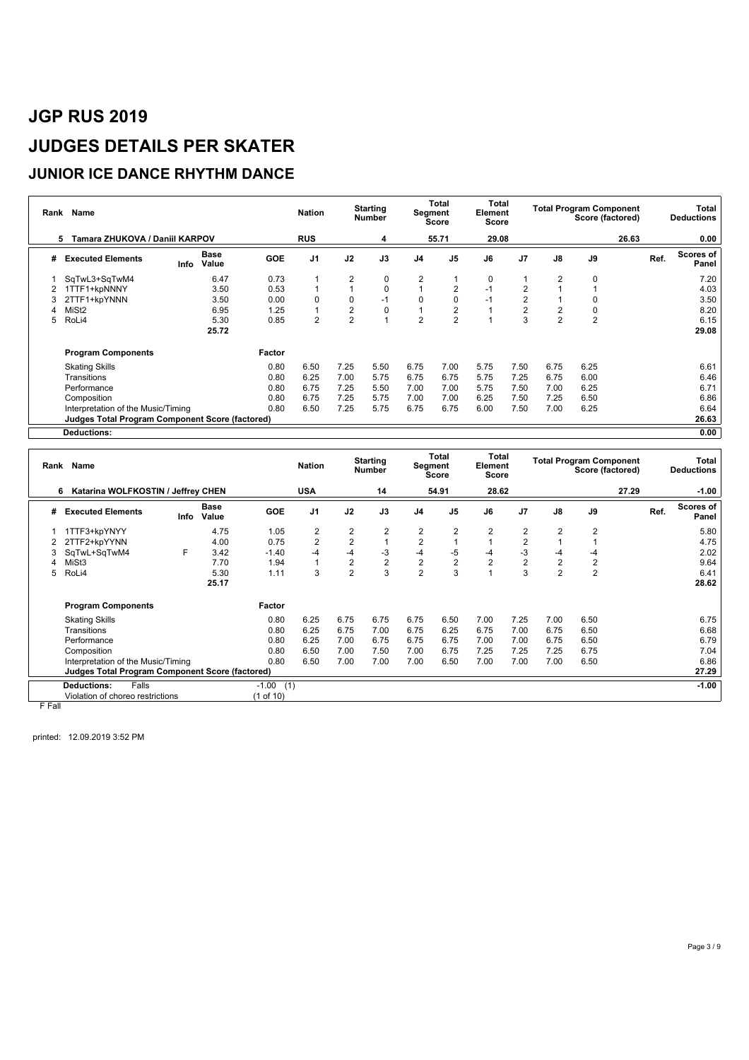# JGP RUS 2019

# JUDGES DETAILS PER SKATER

## JUNIOR ICE DANCE RHYTHM DANCE

| Rank | Name | Nation | Starting Number | Total Segment Score | Total Element Score | Total Program Component Score (factored) | Total Deductions |
|---|---|---|---|---|---|---|---|
| 5 | Tamara ZHUKOVA / Daniil KARPOV | RUS | 4 | 55.71 | 29.08 | 26.63 | 0.00 |

| # | Executed Elements | Info | Base Value | GOE | J1 | J2 | J3 | J4 | J5 | J6 | J7 | J8 | J9 | Ref. | Scores of Panel |
|---|---|---|---|---|---|---|---|---|---|---|---|---|---|---|---|
| 1 | SqTwL3+SqTwM4 | | 6.47 | 0.73 | 1 | 2 | 0 | 2 | 1 | 0 | 1 | 2 | 0 | | 7.20 |
| 2 | 1TTF1+kpNNNY | | 3.50 | 0.53 | 1 | 1 | 0 | 1 | 2 | -1 | 2 | 1 | 1 | | 4.03 |
| 3 | 2TTF1+kpYNNN | | 3.50 | 0.00 | 0 | 0 | -1 | 0 | 0 | -1 | 2 | 1 | 0 | | 3.50 |
| 4 | MiSt2 | | 6.95 | 1.25 | 1 | 2 | 0 | 1 | 2 | 1 | 2 | 2 | 0 | | 8.20 |
| 5 | RoLi4 | | 5.30 | 0.85 | 2 | 2 | 1 | 2 | 2 | 1 | 3 | 2 | 2 | | 6.15 |
| | | | 25.72 | | | | | | | | | | | | 29.08 |

| Program Components | Factor | J1 | J2 | J3 | J4 | J5 | J6 | J7 | J8 | J9 | Scores of Panel |
|---|---|---|---|---|---|---|---|---|---|---|---|
| Skating Skills | 0.80 | 6.50 | 7.25 | 5.50 | 6.75 | 7.00 | 5.75 | 7.50 | 6.75 | 6.25 | 6.61 |
| Transitions | 0.80 | 6.25 | 7.00 | 5.75 | 6.75 | 6.75 | 5.75 | 7.25 | 6.75 | 6.00 | 6.46 |
| Performance | 0.80 | 6.75 | 7.25 | 5.50 | 7.00 | 7.00 | 5.75 | 7.50 | 7.00 | 6.25 | 6.71 |
| Composition | 0.80 | 6.75 | 7.25 | 5.75 | 7.00 | 7.00 | 6.25 | 7.50 | 7.25 | 6.50 | 6.86 |
| Interpretation of the Music/Timing | 0.80 | 6.50 | 7.25 | 5.75 | 6.75 | 6.75 | 6.00 | 7.50 | 7.00 | 6.25 | 6.64 |
| Judges Total Program Component Score (factored) | | | | | | | | | | | 26.63 |
| Deductions: | | | | | | | | | | | 0.00 |

| Rank | Name | Nation | Starting Number | Total Segment Score | Total Element Score | Total Program Component Score (factored) | Total Deductions |
|---|---|---|---|---|---|---|---|
| 6 | Katarina WOLFKOSTIN / Jeffrey CHEN | USA | 14 | 54.91 | 28.62 | 27.29 | -1.00 |

| # | Executed Elements | Info | Base Value | GOE | J1 | J2 | J3 | J4 | J5 | J6 | J7 | J8 | J9 | Ref. | Scores of Panel |
|---|---|---|---|---|---|---|---|---|---|---|---|---|---|---|---|
| 1 | 1TTF3+kpYNYY | | 4.75 | 1.05 | 2 | 2 | 2 | 2 | 2 | 2 | 2 | 2 | 2 | | 5.80 |
| 2 | 2TTF2+kpYYNN | | 4.00 | 0.75 | 2 | 2 | 1 | 2 | 1 | 1 | 2 | 1 | 1 | | 4.75 |
| 3 | SqTwL+SqTwM4 | F | 3.42 | -1.40 | -4 | -4 | -3 | -4 | -5 | -4 | -3 | -4 | -4 | | 2.02 |
| 4 | MiSt3 | | 7.70 | 1.94 | 1 | 2 | 2 | 2 | 2 | 2 | 2 | 2 | 2 | | 9.64 |
| 5 | RoLi4 | | 5.30 | 1.11 | 3 | 2 | 3 | 2 | 3 | 1 | 3 | 2 | 2 | | 6.41 |
| | | | 25.17 | | | | | | | | | | | | 28.62 |

| Program Components | Factor | J1 | J2 | J3 | J4 | J5 | J6 | J7 | J8 | J9 | Scores of Panel |
|---|---|---|---|---|---|---|---|---|---|---|---|
| Skating Skills | 0.80 | 6.25 | 6.75 | 6.75 | 6.75 | 6.50 | 7.00 | 7.25 | 7.00 | 6.50 | 6.75 |
| Transitions | 0.80 | 6.25 | 6.75 | 7.00 | 6.75 | 6.25 | 6.75 | 7.00 | 6.75 | 6.50 | 6.68 |
| Performance | 0.80 | 6.25 | 7.00 | 6.75 | 6.75 | 6.75 | 7.00 | 7.00 | 6.75 | 6.50 | 6.79 |
| Composition | 0.80 | 6.50 | 7.00 | 7.50 | 7.00 | 6.75 | 7.25 | 7.25 | 7.25 | 6.75 | 7.04 |
| Interpretation of the Music/Timing | 0.80 | 6.50 | 7.00 | 7.00 | 7.00 | 6.50 | 7.00 | 7.00 | 7.00 | 6.50 | 6.86 |
| Judges Total Program Component Score (factored) | | | | | | | | | | | 27.29 |
| Deductions: Falls | -1.00 (1) | | | | | | | | | | -1.00 |
| Violation of choreo restrictions | (1 of 10) | | | | | | | | | | |

F Fall

printed: 12.09.2019 3:52 PM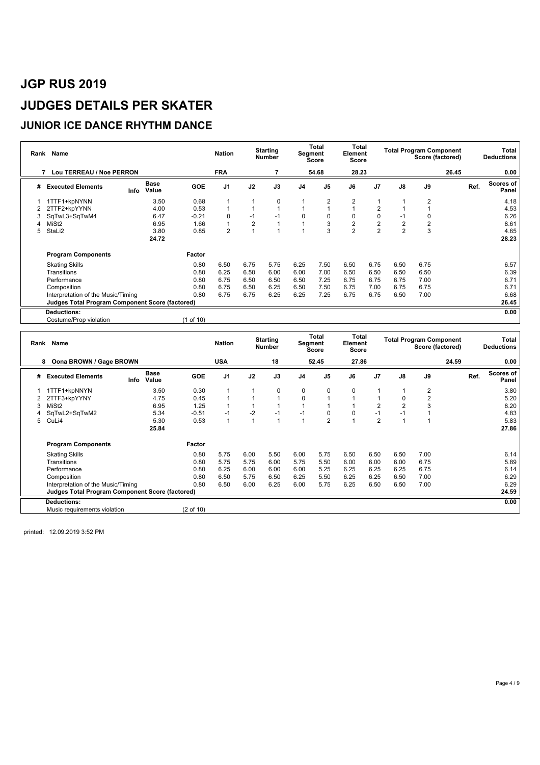# JGP RUS 2019

# JUDGES DETAILS PER SKATER

## JUNIOR ICE DANCE RHYTHM DANCE

| Rank | Name | Nation | Starting Number | Total Segment Score | Total Element Score | Total Program Component Score (factored) | Total Deductions |
|---|---|---|---|---|---|---|---|
| 7 | Lou TERREAU / Noe PERRON | FRA | 7 | 54.68 | 28.23 | 26.45 | 0.00 |

| # | Executed Elements | Info | Base Value | GOE | J1 | J2 | J3 | J4 | J5 | J6 | J7 | J8 | J9 | Ref. | Scores of Panel |
|---|---|---|---|---|---|---|---|---|---|---|---|---|---|---|---|
| 1 | 1TTF1+kpNYNN | | 3.50 | 0.68 | 1 | 1 | 0 | 1 | 2 | 2 | 1 | 1 | 2 | | 4.18 |
| 2 | 2TTF2+kpYYNN | | 4.00 | 0.53 | 1 | 1 | 1 | 1 | 1 | 1 | 2 | 1 | 1 | | 4.53 |
| 3 | SqTwL3+SqTwM4 | | 6.47 | -0.21 | 0 | -1 | -1 | 0 | 0 | 0 | 0 | -1 | 0 | | 6.26 |
| 4 | MiSt2 | | 6.95 | 1.66 | 1 | 2 | 1 | 1 | 3 | 2 | 2 | 2 | 2 | | 8.61 |
| 5 | StaLi2 | | 3.80 | 0.85 | 2 | 1 | 1 | 1 | 3 | 2 | 2 | 2 | 3 | | 4.65 |
| | | | 24.72 | | | | | | | | | | | | 28.23 |

| Program Components | Factor | J1 | J2 | J3 | J4 | J5 | J6 | J7 | J8 | J9 | Scores of Panel |
|---|---|---|---|---|---|---|---|---|---|---|---|
| Skating Skills | 0.80 | 6.50 | 6.75 | 5.75 | 6.25 | 7.50 | 6.50 | 6.75 | 6.50 | 6.75 | 6.57 |
| Transitions | 0.80 | 6.25 | 6.50 | 6.00 | 6.00 | 7.00 | 6.50 | 6.50 | 6.50 | 6.50 | 6.39 |
| Performance | 0.80 | 6.75 | 6.50 | 6.50 | 6.50 | 7.25 | 6.75 | 6.75 | 6.75 | 7.00 | 6.71 |
| Composition | 0.80 | 6.75 | 6.50 | 6.25 | 6.50 | 7.50 | 6.75 | 7.00 | 6.75 | 6.75 | 6.71 |
| Interpretation of the Music/Timing | 0.80 | 6.75 | 6.75 | 6.25 | 6.25 | 7.25 | 6.75 | 6.75 | 6.50 | 7.00 | 6.68 |
| **Judges Total Program Component Score (factored)** | | | | | | | | | | | **26.45** |

| Deductions: | | 0.00 |
|---|---|---|
| Costume/Prop violation | (1 of 10) | |

| Rank | Name | Nation | Starting Number | Total Segment Score | Total Element Score | Total Program Component Score (factored) | Total Deductions |
|---|---|---|---|---|---|---|---|
| 8 | Oona BROWN / Gage BROWN | USA | 18 | 52.45 | 27.86 | 24.59 | 0.00 |

| # | Executed Elements | Info | Base Value | GOE | J1 | J2 | J3 | J4 | J5 | J6 | J7 | J8 | J9 | Ref. | Scores of Panel |
|---|---|---|---|---|---|---|---|---|---|---|---|---|---|---|---|
| 1 | 1TTF1+kpNNYN | | 3.50 | 0.30 | 1 | 1 | 0 | 0 | 0 | 0 | 1 | 1 | 2 | | 3.80 |
| 2 | 2TTF3+kpYYNY | | 4.75 | 0.45 | 1 | 1 | 1 | 0 | 1 | 1 | 1 | 0 | 2 | | 5.20 |
| 3 | MiSt2 | | 6.95 | 1.25 | 1 | 1 | 1 | 1 | 1 | 1 | 2 | 2 | 3 | | 8.20 |
| 4 | SqTwL2+SqTwM2 | | 5.34 | -0.51 | -1 | -2 | -1 | -1 | 0 | 0 | -1 | -1 | 1 | | 4.83 |
| 5 | CuLi4 | | 5.30 | 0.53 | 1 | 1 | 1 | 1 | 2 | 1 | 2 | 1 | 1 | | 5.83 |
| | | | 25.84 | | | | | | | | | | | | 27.86 |

| Program Components | Factor | J1 | J2 | J3 | J4 | J5 | J6 | J7 | J8 | J9 | Scores of Panel |
|---|---|---|---|---|---|---|---|---|---|---|---|
| Skating Skills | 0.80 | 5.75 | 6.00 | 5.50 | 6.00 | 5.75 | 6.50 | 6.50 | 6.50 | 7.00 | 6.14 |
| Transitions | 0.80 | 5.75 | 5.75 | 6.00 | 5.75 | 5.50 | 6.00 | 6.00 | 6.00 | 6.75 | 5.89 |
| Performance | 0.80 | 6.25 | 6.00 | 6.00 | 6.00 | 5.25 | 6.25 | 6.25 | 6.25 | 6.75 | 6.14 |
| Composition | 0.80 | 6.50 | 5.75 | 6.50 | 6.25 | 5.50 | 6.25 | 6.25 | 6.50 | 7.00 | 6.29 |
| Interpretation of the Music/Timing | 0.80 | 6.50 | 6.00 | 6.25 | 6.00 | 5.75 | 6.25 | 6.50 | 6.50 | 7.00 | 6.29 |
| **Judges Total Program Component Score (factored)** | | | | | | | | | | | **24.59** |

| Deductions: | | 0.00 |
|---|---|---|
| Music requirements violation | (2 of 10) | |

printed: 12.09.2019 3:52 PM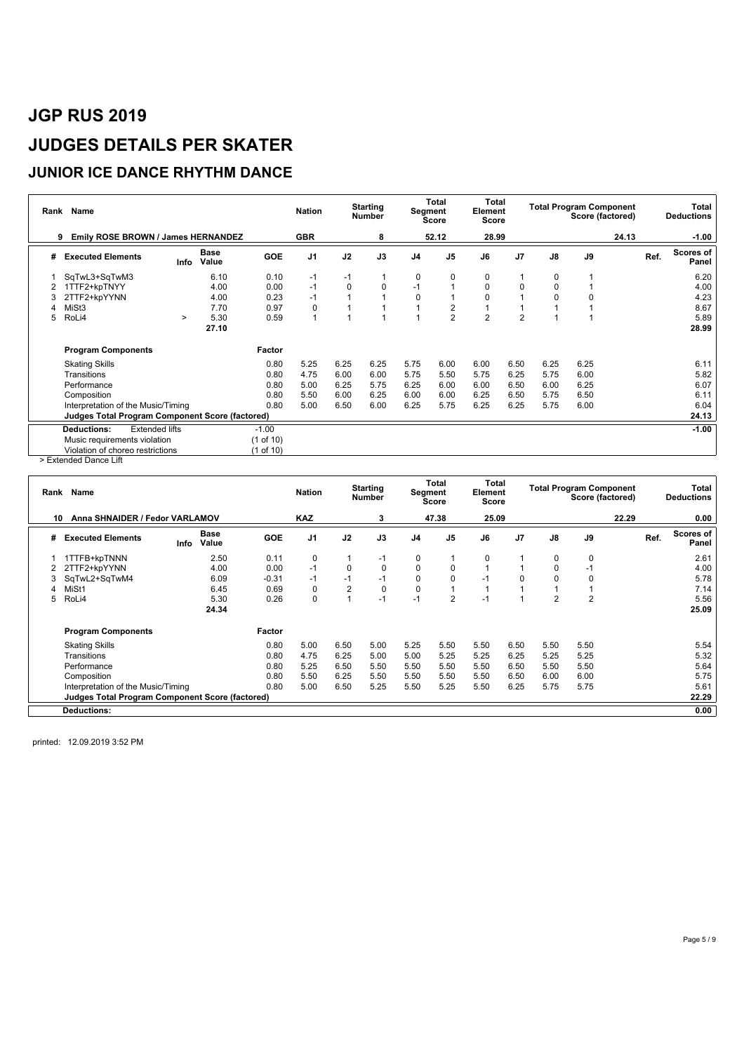# JGP RUS 2019

# JUDGES DETAILS PER SKATER

## JUNIOR ICE DANCE RHYTHM DANCE

| Rank | Name | Nation | Starting Number | Total Segment Score | Total Element Score | Total Program Component Score (factored) | Total Deductions |
|---|---|---|---|---|---|---|---|
| 9 | Emily ROSE BROWN / James HERNANDEZ | GBR | 8 | 52.12 | 28.99 | 24.13 | -1.00 |

| # | Executed Elements | Info | Base Value | GOE | J1 | J2 | J3 | J4 | J5 | J6 | J7 | J8 | J9 | Ref. | Scores of Panel |
|---|---|---|---|---|---|---|---|---|---|---|---|---|---|---|---|
| 1 | SqTwL3+SqTwM3 | | 6.10 | 0.10 | -1 | -1 | 1 | 0 | 0 | 0 | 1 | 0 | 1 | | 6.20 |
| 2 | 1TTF2+kpTNYY | | 4.00 | 0.00 | -1 | 0 | 0 | -1 | 1 | 0 | 0 | 0 | 1 | | 4.00 |
| 3 | 2TTF2+kpYYNN | | 4.00 | 0.23 | -1 | 1 | 1 | 0 | 1 | 0 | 1 | 0 | 0 | | 4.23 |
| 4 | MiSt3 | | 7.70 | 0.97 | 0 | 1 | 1 | 1 | 2 | 1 | 1 | 1 | 1 | | 8.67 |
| 5 | RoLi4 | > | 5.30 | 0.59 | 1 | 1 | 1 | 1 | 2 | 2 | 2 | 1 | 1 | | 5.89 |
| | | | 27.10 | | | | | | | | | | | | 28.99 |

| Program Components | Factor | J1 | J2 | J3 | J4 | J5 | J6 | J7 | J8 | J9 | Scores of Panel |
|---|---|---|---|---|---|---|---|---|---|---|---|
| Skating Skills | 0.80 | 5.25 | 6.25 | 6.25 | 5.75 | 6.00 | 6.00 | 6.50 | 6.25 | 6.25 | 6.11 |
| Transitions | 0.80 | 4.75 | 6.00 | 6.00 | 5.75 | 5.50 | 5.75 | 6.25 | 5.75 | 6.00 | 5.82 |
| Performance | 0.80 | 5.00 | 6.25 | 5.75 | 6.25 | 6.00 | 6.00 | 6.50 | 6.00 | 6.25 | 6.07 |
| Composition | 0.80 | 5.50 | 6.00 | 6.25 | 6.00 | 6.00 | 6.25 | 6.50 | 5.75 | 6.50 | 6.11 |
| Interpretation of the Music/Timing | 0.80 | 5.00 | 6.50 | 6.00 | 6.25 | 5.75 | 6.25 | 6.25 | 5.75 | 6.00 | 6.04 |
| **Judges Total Program Component Score (factored)** | | | | | | | | | | | **24.13** |

| Deductions: | | | |
|---|---|---|---|
| Extended lifts | -1.00 | | -1.00 |
| Music requirements violation | (1 of 10) | | |
| Violation of choreo restrictions | (1 of 10) | | |

> Extended Dance Lift

| Rank | Name | Nation | Starting Number | Total Segment Score | Total Element Score | Total Program Component Score (factored) | Total Deductions |
|---|---|---|---|---|---|---|---|
| 10 | Anna SHNAIDER / Fedor VARLAMOV | KAZ | 3 | 47.38 | 25.09 | 22.29 | 0.00 |

| # | Executed Elements | Info | Base Value | GOE | J1 | J2 | J3 | J4 | J5 | J6 | J7 | J8 | J9 | Ref. | Scores of Panel |
|---|---|---|---|---|---|---|---|---|---|---|---|---|---|---|---|
| 1 | 1TTFB+kpTNNN | | 2.50 | 0.11 | 0 | 1 | -1 | 0 | 1 | 0 | 1 | 0 | 0 | | 2.61 |
| 2 | 2TTF2+kpYYNN | | 4.00 | 0.00 | -1 | 0 | 0 | 0 | 0 | 1 | 1 | 0 | -1 | | 4.00 |
| 3 | SqTwL2+SqTwM4 | | 6.09 | -0.31 | -1 | -1 | -1 | 0 | 0 | -1 | 0 | 0 | 0 | | 5.78 |
| 4 | MiSt1 | | 6.45 | 0.69 | 0 | 2 | 0 | 0 | 1 | 1 | 1 | 1 | 1 | | 7.14 |
| 5 | RoLi4 | | 5.30 | 0.26 | 0 | 1 | -1 | -1 | 2 | -1 | 1 | 2 | 2 | | 5.56 |
| | | | 24.34 | | | | | | | | | | | | 25.09 |

| Program Components | Factor | J1 | J2 | J3 | J4 | J5 | J6 | J7 | J8 | J9 | Scores of Panel |
|---|---|---|---|---|---|---|---|---|---|---|---|
| Skating Skills | 0.80 | 5.00 | 6.50 | 5.00 | 5.25 | 5.50 | 5.50 | 6.50 | 5.50 | 5.50 | 5.54 |
| Transitions | 0.80 | 4.75 | 6.25 | 5.00 | 5.00 | 5.25 | 5.25 | 6.25 | 5.25 | 5.25 | 5.32 |
| Performance | 0.80 | 5.25 | 6.50 | 5.50 | 5.50 | 5.50 | 5.50 | 6.50 | 5.50 | 5.50 | 5.64 |
| Composition | 0.80 | 5.50 | 6.25 | 5.50 | 5.50 | 5.50 | 5.50 | 6.50 | 6.00 | 6.00 | 5.75 |
| Interpretation of the Music/Timing | 0.80 | 5.00 | 6.50 | 5.25 | 5.50 | 5.25 | 5.50 | 6.25 | 5.75 | 5.75 | 5.61 |
| **Judges Total Program Component Score (factored)** | | | | | | | | | | | **22.29** |

**Deductions:** 0.00

printed: 12.09.2019 3:52 PM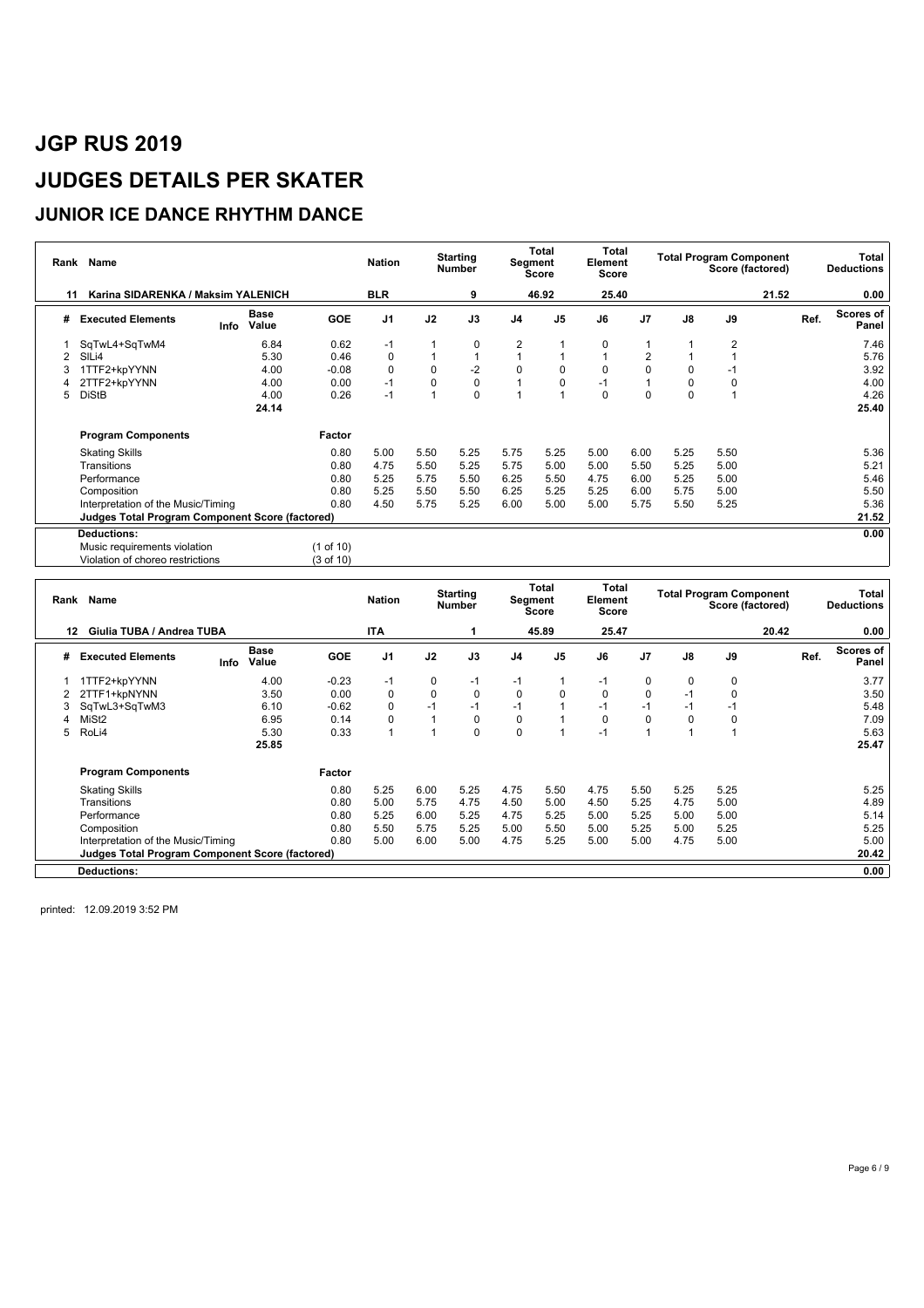# JGP RUS 2019

# JUDGES DETAILS PER SKATER

## JUNIOR ICE DANCE RHYTHM DANCE

| Rank | Name | Nation | Starting Number | Total Segment Score | Total Element Score | Total Program Component Score (factored) | Total Deductions |
|---|---|---|---|---|---|---|---|
| 11 | Karina SIDARENKA / Maksim YALENICH | BLR | 9 | 46.92 | 25.40 | 21.52 | 0.00 |

| # | Executed Elements | Info | Base Value | GOE | J1 | J2 | J3 | J4 | J5 | J6 | J7 | J8 | J9 | Ref. | Scores of Panel |
|---|---|---|---|---|---|---|---|---|---|---|---|---|---|---|---|
| 1 | SqTwL4+SqTwM4 | | 6.84 | 0.62 | -1 | 1 | 0 | 2 | 1 | 0 | 1 | 1 | 2 | | 7.46 |
| 2 | SlLi4 | | 5.30 | 0.46 | 0 | 1 | 1 | 1 | 1 | 1 | 2 | 1 | 1 | | 5.76 |
| 3 | 1TTF2+kpYYNN | | 4.00 | -0.08 | 0 | 0 | -2 | 0 | 0 | 0 | 0 | 0 | -1 | | 3.92 |
| 4 | 2TTF2+kpYYNN | | 4.00 | 0.00 | -1 | 0 | 0 | 1 | 0 | -1 | 1 | 0 | 0 | | 4.00 |
| 5 | DiStB | | 4.00 | 0.26 | -1 | 1 | 0 | 1 | 1 | 0 | 0 | 0 | 1 | | 4.26 |
| | | | 24.14 | | | | | | | | | | | | 25.40 |

| Program Components | Factor | J1 | J2 | J3 | J4 | J5 | J6 | J7 | J8 | J9 | Scores of Panel |
|---|---|---|---|---|---|---|---|---|---|---|---|
| Skating Skills | 0.80 | 5.00 | 5.50 | 5.25 | 5.75 | 5.25 | 5.00 | 6.00 | 5.25 | 5.50 | 5.36 |
| Transitions | 0.80 | 4.75 | 5.50 | 5.25 | 5.75 | 5.00 | 5.00 | 5.50 | 5.25 | 5.00 | 5.21 |
| Performance | 0.80 | 5.25 | 5.75 | 5.50 | 6.25 | 5.50 | 4.75 | 6.00 | 5.25 | 5.00 | 5.46 |
| Composition | 0.80 | 5.25 | 5.50 | 5.50 | 6.25 | 5.25 | 5.25 | 6.00 | 5.75 | 5.00 | 5.50 |
| Interpretation of the Music/Timing | 0.80 | 4.50 | 5.75 | 5.25 | 6.00 | 5.00 | 5.00 | 5.75 | 5.50 | 5.25 | 5.36 |
| **Judges Total Program Component Score (factored)** | | | | | | | | | | | **21.52** |

| Deductions: | | 0.00 |
|---|---|---|
| Music requirements violation | (1 of 10) | |
| Violation of choreo restrictions | (3 of 10) | |

| Rank | Name | Nation | Starting Number | Total Segment Score | Total Element Score | Total Program Component Score (factored) | Total Deductions |
|---|---|---|---|---|---|---|---|
| 12 | Giulia TUBA / Andrea TUBA | ITA | 1 | 45.89 | 25.47 | 20.42 | 0.00 |

| # | Executed Elements | Info | Base Value | GOE | J1 | J2 | J3 | J4 | J5 | J6 | J7 | J8 | J9 | Ref. | Scores of Panel |
|---|---|---|---|---|---|---|---|---|---|---|---|---|---|---|---|
| 1 | 1TTF2+kpYYNN | | 4.00 | -0.23 | -1 | 0 | -1 | -1 | 1 | -1 | 0 | 0 | 0 | | 3.77 |
| 2 | 2TTF1+kpNYNN | | 3.50 | 0.00 | 0 | 0 | 0 | 0 | 0 | 0 | 0 | -1 | 0 | | 3.50 |
| 3 | SqTwL3+SqTwM3 | | 6.10 | -0.62 | 0 | -1 | -1 | -1 | 1 | -1 | -1 | -1 | -1 | | 5.48 |
| 4 | MiSt2 | | 6.95 | 0.14 | 0 | 1 | 0 | 0 | 1 | 0 | 0 | 0 | 0 | | 7.09 |
| 5 | RoLi4 | | 5.30 | 0.33 | 1 | 1 | 0 | 0 | 1 | -1 | 1 | 1 | 1 | | 5.63 |
| | | | 25.85 | | | | | | | | | | | | 25.47 |

| Program Components | Factor | J1 | J2 | J3 | J4 | J5 | J6 | J7 | J8 | J9 | Scores of Panel |
|---|---|---|---|---|---|---|---|---|---|---|---|
| Skating Skills | 0.80 | 5.25 | 6.00 | 5.25 | 4.75 | 5.50 | 4.75 | 5.50 | 5.25 | 5.25 | 5.25 |
| Transitions | 0.80 | 5.00 | 5.75 | 4.75 | 4.50 | 5.00 | 4.50 | 5.25 | 4.75 | 5.00 | 4.89 |
| Performance | 0.80 | 5.25 | 6.00 | 5.25 | 4.75 | 5.25 | 5.00 | 5.25 | 5.00 | 5.00 | 5.14 |
| Composition | 0.80 | 5.50 | 5.75 | 5.25 | 5.00 | 5.50 | 5.00 | 5.25 | 5.00 | 5.25 | 5.25 |
| Interpretation of the Music/Timing | 0.80 | 5.00 | 6.00 | 5.00 | 4.75 | 5.25 | 5.00 | 5.00 | 4.75 | 5.00 | 5.00 |
| **Judges Total Program Component Score (factored)** | | | | | | | | | | | **20.42** |

| Deductions: | 0.00 |
|---|---|

printed: 12.09.2019 3:52 PM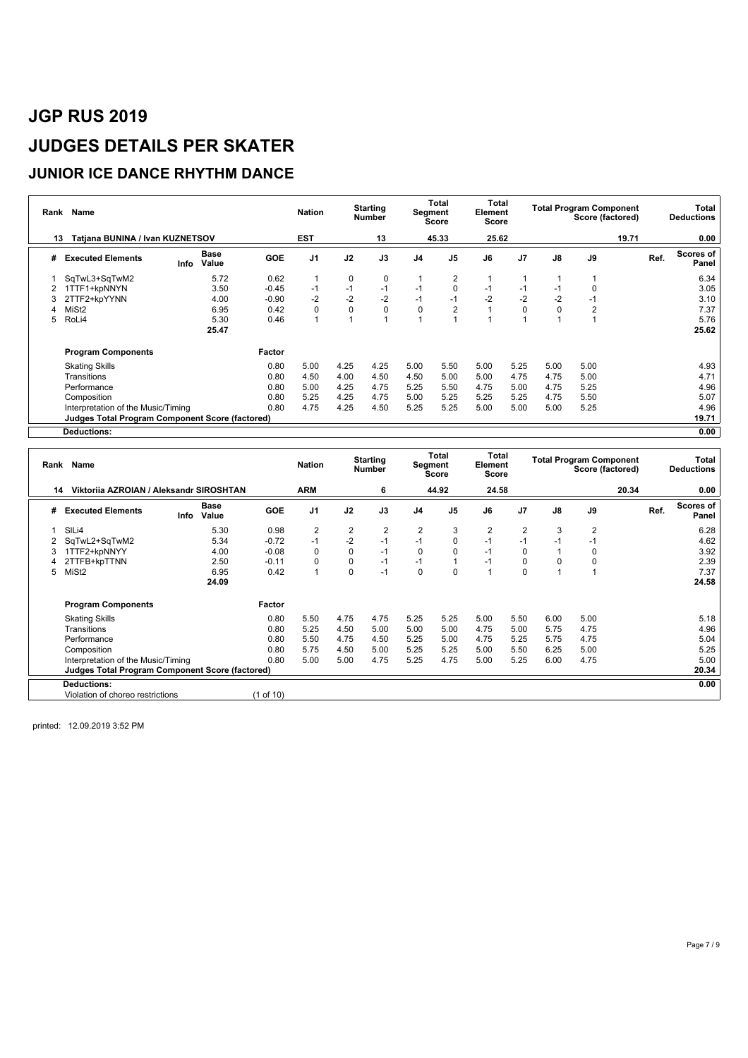# JGP RUS 2019

# JUDGES DETAILS PER SKATER

## JUNIOR ICE DANCE RHYTHM DANCE

| Rank | Name | Nation | Starting Number | Total Segment Score | Total Element Score | Total Program Component Score (factored) | Total Deductions |
|---|---|---|---|---|---|---|---|
| 13 | Tatjana BUNINA / Ivan KUZNETSOV | EST | 13 | 45.33 | 25.62 | 19.71 | 0.00 |

| # | Executed Elements | Info | Base Value | GOE | J1 | J2 | J3 | J4 | J5 | J6 | J7 | J8 | J9 | Ref. | Scores of Panel |
|---|---|---|---|---|---|---|---|---|---|---|---|---|---|---|---|
| 1 | SqTwL3+SqTwM2 | | 5.72 | 0.62 | 1 | 0 | 0 | 1 | 2 | 1 | 1 | 1 | 1 | | 6.34 |
| 2 | 1TTF1+kpNNYN | | 3.50 | -0.45 | -1 | -1 | -1 | -1 | 0 | -1 | -1 | -1 | 0 | | 3.05 |
| 3 | 2TTF2+kpYYNN | | 4.00 | -0.90 | -2 | -2 | -2 | -1 | -1 | -2 | -2 | -2 | -1 | | 3.10 |
| 4 | MiSt2 | | 6.95 | 0.42 | 0 | 0 | 0 | 0 | 2 | 1 | 0 | 0 | 2 | | 7.37 |
| 5 | RoLi4 | | 5.30 | 0.46 | 1 | 1 | 1 | 1 | 1 | 1 | 1 | 1 | 1 | | 5.76 |
| | | | 25.47 | | | | | | | | | | | | 25.62 |

| Program Components | Factor | J1 | J2 | J3 | J4 | J5 | J6 | J7 | J8 | J9 | Scores of Panel |
|---|---|---|---|---|---|---|---|---|---|---|---|
| Skating Skills | 0.80 | 5.00 | 4.25 | 4.25 | 5.00 | 5.50 | 5.00 | 5.25 | 5.00 | 5.00 | 4.93 |
| Transitions | 0.80 | 4.50 | 4.00 | 4.50 | 4.50 | 5.00 | 5.00 | 4.75 | 4.75 | 5.00 | 4.71 |
| Performance | 0.80 | 5.00 | 4.25 | 4.75 | 5.25 | 5.50 | 4.75 | 5.00 | 4.75 | 5.25 | 4.96 |
| Composition | 0.80 | 5.25 | 4.25 | 4.75 | 5.00 | 5.25 | 5.25 | 5.25 | 4.75 | 5.50 | 5.07 |
| Interpretation of the Music/Timing | 0.80 | 4.75 | 4.25 | 4.50 | 5.25 | 5.25 | 5.00 | 5.00 | 5.00 | 5.25 | 4.96 |
| Judges Total Program Component Score (factored) | | | | | | | | | | | 19.71 |
| Deductions: | | | | | | | | | | | 0.00 |

| Rank | Name | Nation | Starting Number | Total Segment Score | Total Element Score | Total Program Component Score (factored) | Total Deductions |
|---|---|---|---|---|---|---|---|
| 14 | Viktoriia AZROIAN / Aleksandr SIROSHTAN | ARM | 6 | 44.92 | 24.58 | 20.34 | 0.00 |

| # | Executed Elements | Info | Base Value | GOE | J1 | J2 | J3 | J4 | J5 | J6 | J7 | J8 | J9 | Ref. | Scores of Panel |
|---|---|---|---|---|---|---|---|---|---|---|---|---|---|---|---|
| 1 | SlLi4 | | 5.30 | 0.98 | 2 | 2 | 2 | 2 | 3 | 2 | 2 | 3 | 2 | | 6.28 |
| 2 | SqTwL2+SqTwM2 | | 5.34 | -0.72 | -1 | -2 | -1 | -1 | 0 | -1 | -1 | -1 | -1 | | 4.62 |
| 3 | 1TTF2+kpNNYY | | 4.00 | -0.08 | 0 | 0 | -1 | 0 | 0 | -1 | 0 | 1 | 0 | | 3.92 |
| 4 | 2TTFB+kpTTNN | | 2.50 | -0.11 | 0 | 0 | -1 | -1 | 1 | -1 | 0 | 0 | 0 | | 2.39 |
| 5 | MiSt2 | | 6.95 | 0.42 | 1 | 0 | -1 | 0 | 0 | 1 | 0 | 1 | 1 | | 7.37 |
| | | | 24.09 | | | | | | | | | | | | 24.58 |

| Program Components | Factor | J1 | J2 | J3 | J4 | J5 | J6 | J7 | J8 | J9 | Scores of Panel |
|---|---|---|---|---|---|---|---|---|---|---|---|
| Skating Skills | 0.80 | 5.50 | 4.75 | 4.75 | 5.25 | 5.25 | 5.00 | 5.50 | 6.00 | 5.00 | 5.18 |
| Transitions | 0.80 | 5.25 | 4.50 | 5.00 | 5.00 | 5.00 | 4.75 | 5.00 | 5.75 | 4.75 | 4.96 |
| Performance | 0.80 | 5.50 | 4.75 | 4.50 | 5.25 | 5.00 | 4.75 | 5.25 | 5.75 | 4.75 | 5.04 |
| Composition | 0.80 | 5.75 | 4.50 | 5.00 | 5.25 | 5.25 | 5.00 | 5.50 | 6.25 | 5.00 | 5.25 |
| Interpretation of the Music/Timing | 0.80 | 5.00 | 5.00 | 4.75 | 5.25 | 4.75 | 5.00 | 5.25 | 6.00 | 4.75 | 5.00 |
| Judges Total Program Component Score (factored) | | | | | | | | | | | 20.34 |
| Deductions: | | | | | | | | | | | 0.00 |
| Violation of choreo restrictions | (1 of 10) | | | | | | | | | | |

printed: 12.09.2019 3:52 PM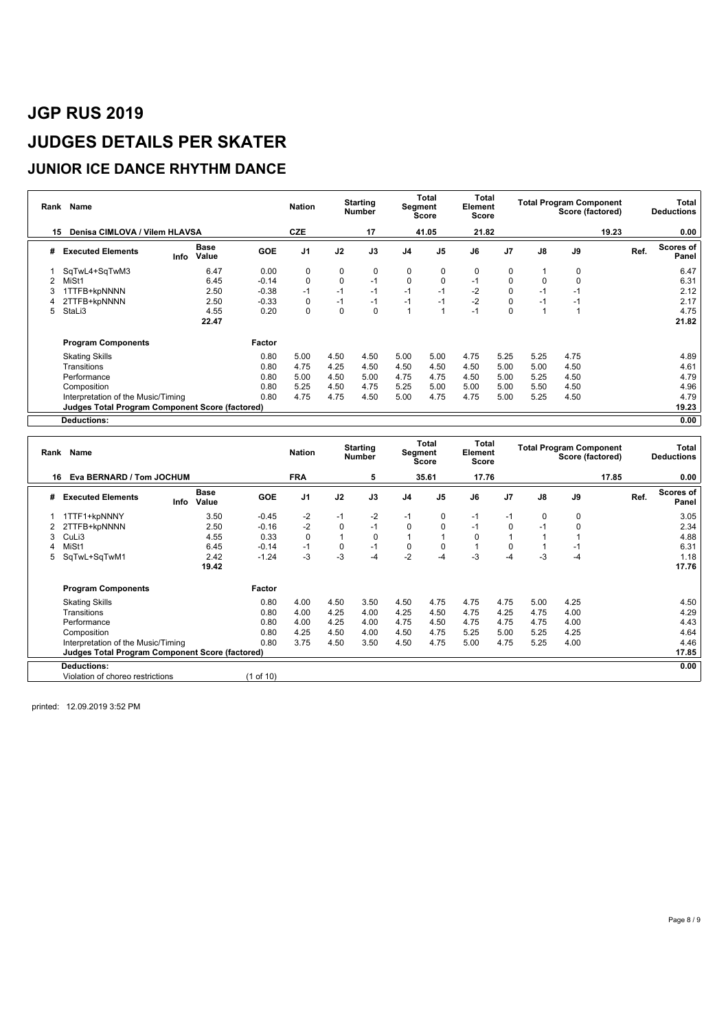# JGP RUS 2019

# JUDGES DETAILS PER SKATER

## JUNIOR ICE DANCE RHYTHM DANCE

| Rank | Name | Nation | Starting Number | Total Segment Score | Total Element Score | Total Program Component Score (factored) | Total Deductions |
|---|---|---|---|---|---|---|---|
| 15 | Denisa CIMLOVA / Vilem HLAVSA | CZE | 17 | 41.05 | 21.82 | 19.23 | 0.00 |

| # | Executed Elements | Info | Base Value | GOE | J1 | J2 | J3 | J4 | J5 | J6 | J7 | J8 | J9 | Ref. | Scores of Panel |
|---|---|---|---|---|---|---|---|---|---|---|---|---|---|---|---|
| 1 | SqTwL4+SqTwM3 | | 6.47 | 0.00 | 0 | 0 | 0 | 0 | 0 | 0 | 0 | 1 | 0 | | 6.47 |
| 2 | MiSt1 | | 6.45 | -0.14 | 0 | 0 | -1 | 0 | 0 | -1 | 0 | 0 | 0 | | 6.31 |
| 3 | 1TTFB+kpNNNN | | 2.50 | -0.38 | -1 | -1 | -1 | -1 | -1 | -2 | 0 | -1 | -1 | | 2.12 |
| 4 | 2TTFB+kpNNNN | | 2.50 | -0.33 | 0 | -1 | -1 | -1 | -1 | -2 | 0 | -1 | -1 | | 2.17 |
| 5 | StaLi3 | | 4.55 | 0.20 | 0 | 0 | 0 | 1 | 1 | -1 | 0 | 1 | 1 | | 4.75 |
| | | | 22.47 | | | | | | | | | | | | 21.82 |

| Program Components | Factor | J1 | J2 | J3 | J4 | J5 | J6 | J7 | J8 | J9 | Scores of Panel |
|---|---|---|---|---|---|---|---|---|---|---|---|
| Skating Skills | 0.80 | 5.00 | 4.50 | 4.50 | 5.00 | 5.00 | 4.75 | 5.25 | 5.25 | 4.75 | 4.89 |
| Transitions | 0.80 | 4.75 | 4.25 | 4.50 | 4.50 | 4.50 | 4.50 | 5.00 | 5.00 | 4.50 | 4.61 |
| Performance | 0.80 | 5.00 | 4.50 | 5.00 | 4.75 | 4.75 | 4.50 | 5.00 | 5.25 | 4.50 | 4.79 |
| Composition | 0.80 | 5.25 | 4.50 | 4.75 | 5.25 | 5.00 | 5.00 | 5.00 | 5.50 | 4.50 | 4.96 |
| Interpretation of the Music/Timing | 0.80 | 4.75 | 4.75 | 4.50 | 5.00 | 4.75 | 4.75 | 5.00 | 5.25 | 4.50 | 4.79 |
| **Judges Total Program Component Score (factored)** | | | | | | | | | | | 19.23 |
| **Deductions:** | | | | | | | | | | | 0.00 |

| Rank | Name | Nation | Starting Number | Total Segment Score | Total Element Score | Total Program Component Score (factored) | Total Deductions |
|---|---|---|---|---|---|---|---|
| 16 | Eva BERNARD / Tom JOCHUM | FRA | 5 | 35.61 | 17.76 | 17.85 | 0.00 |

| # | Executed Elements | Info | Base Value | GOE | J1 | J2 | J3 | J4 | J5 | J6 | J7 | J8 | J9 | Ref. | Scores of Panel |
|---|---|---|---|---|---|---|---|---|---|---|---|---|---|---|---|
| 1 | 1TTF1+kpNNNY | | 3.50 | -0.45 | -2 | -1 | -2 | -1 | 0 | -1 | -1 | 0 | 0 | | 3.05 |
| 2 | 2TTFB+kpNNNN | | 2.50 | -0.16 | -2 | 0 | -1 | 0 | 0 | -1 | 0 | -1 | 0 | | 2.34 |
| 3 | CuLi3 | | 4.55 | 0.33 | 0 | 1 | 0 | 1 | 1 | 0 | 1 | 1 | 1 | | 4.88 |
| 4 | MiSt1 | | 6.45 | -0.14 | -1 | 0 | -1 | 0 | 0 | 1 | 0 | 1 | -1 | | 6.31 |
| 5 | SqTwL+SqTwM1 | | 2.42 | -1.24 | -3 | -3 | -4 | -2 | -4 | -3 | -4 | -3 | -4 | | 1.18 |
| | | | 19.42 | | | | | | | | | | | | 17.76 |

| Program Components | Factor | J1 | J2 | J3 | J4 | J5 | J6 | J7 | J8 | J9 | Scores of Panel |
|---|---|---|---|---|---|---|---|---|---|---|---|
| Skating Skills | 0.80 | 4.00 | 4.50 | 3.50 | 4.50 | 4.75 | 4.75 | 4.75 | 5.00 | 4.25 | 4.50 |
| Transitions | 0.80 | 4.00 | 4.25 | 4.00 | 4.25 | 4.50 | 4.75 | 4.25 | 4.75 | 4.00 | 4.29 |
| Performance | 0.80 | 4.00 | 4.25 | 4.00 | 4.75 | 4.50 | 4.75 | 4.75 | 4.75 | 4.00 | 4.43 |
| Composition | 0.80 | 4.25 | 4.50 | 4.00 | 4.50 | 4.75 | 5.25 | 5.00 | 5.25 | 4.25 | 4.64 |
| Interpretation of the Music/Timing | 0.80 | 3.75 | 4.50 | 3.50 | 4.50 | 4.75 | 5.00 | 4.75 | 5.25 | 4.00 | 4.46 |
| **Judges Total Program Component Score (factored)** | | | | | | | | | | | 17.85 |
| **Deductions:** | | | | | | | | | | | 0.00 |
| Violation of choreo restrictions | (1 of 10) | | | | | | | | | | |

printed: 12.09.2019 3:52 PM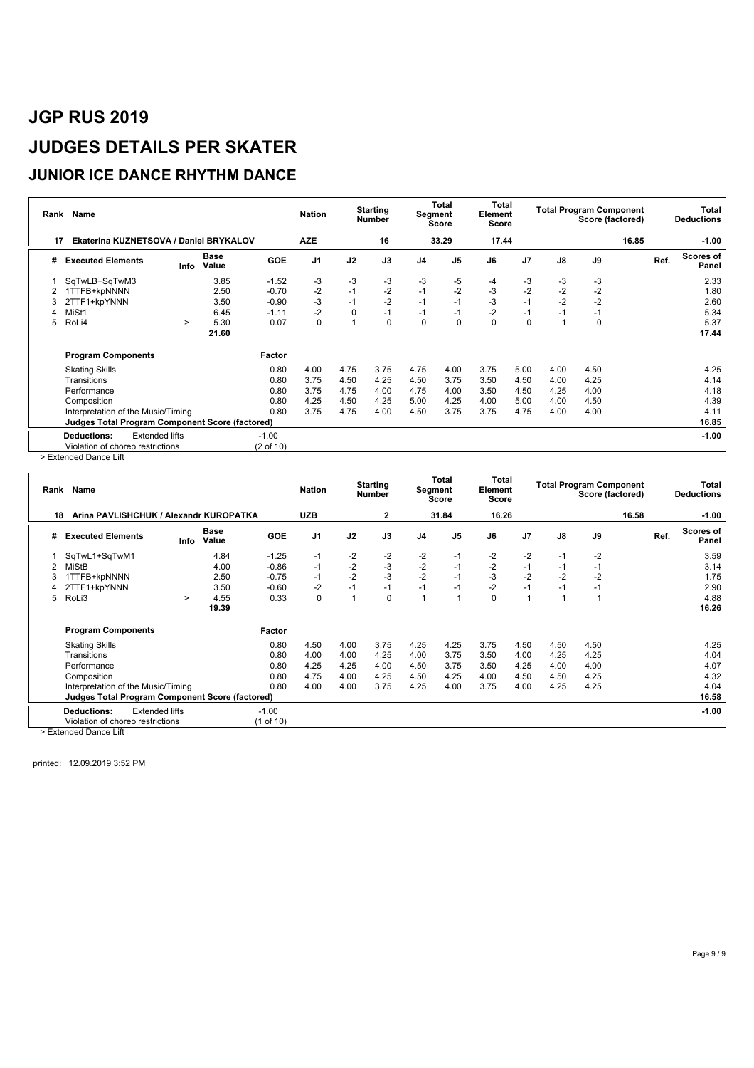# JGP RUS 2019

# JUDGES DETAILS PER SKATER

## JUNIOR ICE DANCE RHYTHM DANCE

| Rank | Name | Nation | Starting Number | Total Segment Score | Total Element Score | Total Program Component Score (factored) | Total Deductions |
|---|---|---|---|---|---|---|---|
| 17 | Ekaterina KUZNETSOVA / Daniel BRYKALOV | AZE | 16 | 33.29 | 17.44 | 16.85 | -1.00 |

| # | Executed Elements | Info | Base Value | GOE | J1 | J2 | J3 | J4 | J5 | J6 | J7 | J8 | J9 | Ref. | Scores of Panel |
|---|---|---|---|---|---|---|---|---|---|---|---|---|---|---|---|
| 1 | SqTwLB+SqTwM3 | | 3.85 | -1.52 | -3 | -3 | -3 | -3 | -5 | -4 | -3 | -3 | -3 | | 2.33 |
| 2 | 1TTFB+kpNNNN | | 2.50 | -0.70 | -2 | -1 | -2 | -1 | -2 | -3 | -2 | -2 | -2 | | 1.80 |
| 3 | 2TTF1+kpYNNN | | 3.50 | -0.90 | -3 | -1 | -2 | -1 | -1 | -3 | -1 | -2 | -2 | | 2.60 |
| 4 | MiSt1 | | 6.45 | -1.11 | -2 | 0 | -1 | -1 | -1 | -2 | -1 | -1 | -1 | | 5.34 |
| 5 | RoLi4 | > | 5.30 | 0.07 | 0 | 1 | 0 | 0 | 0 | 0 | 0 | 1 | 0 | | 5.37 |
| | | | 21.60 | | | | | | | | | | | | 17.44 |
| | **Program Components** | | | Factor | | | | | | | | | | | |
| | Skating Skills | | | 0.80 | 4.00 | 4.75 | 3.75 | 4.75 | 4.00 | 3.75 | 5.00 | 4.00 | 4.50 | | 4.25 |
| | Transitions | | | 0.80 | 3.75 | 4.50 | 4.25 | 4.50 | 3.75 | 3.50 | 4.50 | 4.00 | 4.25 | | 4.14 |
| | Performance | | | 0.80 | 3.75 | 4.75 | 4.00 | 4.75 | 4.00 | 3.50 | 4.50 | 4.25 | 4.00 | | 4.18 |
| | Composition | | | 0.80 | 4.25 | 4.50 | 4.25 | 5.00 | 4.25 | 4.00 | 5.00 | 4.00 | 4.50 | | 4.39 |
| | Interpretation of the Music/Timing | | | 0.80 | 3.75 | 4.75 | 4.00 | 4.50 | 3.75 | 3.75 | 4.75 | 4.00 | 4.00 | | 4.11 |
| | **Judges Total Program Component Score (factored)** | | | | | | | | | | | | | | 16.85 |
| | **Deductions:** Extended lifts | | | -1.00 | | | | | | | | | | | -1.00 |
| | Violation of choreo restrictions | | | (2 of 10) | | | | | | | | | | | |

> Extended Dance Lift

| Rank | Name | Nation | Starting Number | Total Segment Score | Total Element Score | Total Program Component Score (factored) | Total Deductions |
|---|---|---|---|---|---|---|---|
| 18 | Arina PAVLISHCHUK / Alexandr KUROPATKA | UZB | 2 | 31.84 | 16.26 | 16.58 | -1.00 |

| # | Executed Elements | Info | Base Value | GOE | J1 | J2 | J3 | J4 | J5 | J6 | J7 | J8 | J9 | Ref. | Scores of Panel |
|---|---|---|---|---|---|---|---|---|---|---|---|---|---|---|---|
| 1 | SqTwL1+SqTwM1 | | 4.84 | -1.25 | -1 | -2 | -2 | -2 | -1 | -2 | -2 | -1 | -2 | | 3.59 |
| 2 | MiStB | | 4.00 | -0.86 | -1 | -2 | -3 | -2 | -1 | -2 | -1 | -1 | -1 | | 3.14 |
| 3 | 1TTFB+kpNNNN | | 2.50 | -0.75 | -1 | -2 | -3 | -2 | -1 | -3 | -2 | -2 | -2 | | 1.75 |
| 4 | 2TTF1+kpYNNN | | 3.50 | -0.60 | -2 | -1 | -1 | -1 | -1 | -2 | -1 | -1 | -1 | | 2.90 |
| 5 | RoLi3 | > | 4.55 | 0.33 | 0 | 1 | 0 | 1 | 1 | 0 | 1 | 1 | 1 | | 4.88 |
| | | | 19.39 | | | | | | | | | | | | 16.26 |
| | **Program Components** | | | Factor | | | | | | | | | | | |
| | Skating Skills | | | 0.80 | 4.50 | 4.00 | 3.75 | 4.25 | 4.25 | 3.75 | 4.50 | 4.50 | 4.50 | | 4.25 |
| | Transitions | | | 0.80 | 4.00 | 4.00 | 4.25 | 4.00 | 3.75 | 3.50 | 4.00 | 4.25 | 4.25 | | 4.04 |
| | Performance | | | 0.80 | 4.25 | 4.25 | 4.00 | 4.50 | 3.75 | 3.50 | 4.25 | 4.00 | 4.00 | | 4.07 |
| | Composition | | | 0.80 | 4.75 | 4.00 | 4.25 | 4.50 | 4.25 | 4.00 | 4.50 | 4.50 | 4.25 | | 4.32 |
| | Interpretation of the Music/Timing | | | 0.80 | 4.00 | 4.00 | 3.75 | 4.25 | 4.00 | 3.75 | 4.00 | 4.25 | 4.25 | | 4.04 |
| | **Judges Total Program Component Score (factored)** | | | | | | | | | | | | | | 16.58 |
| | **Deductions:** Extended lifts | | | -1.00 | | | | | | | | | | | -1.00 |
| | Violation of choreo restrictions | | | (1 of 10) | | | | | | | | | | | |

> Extended Dance Lift

printed: 12.09.2019 3:52 PM